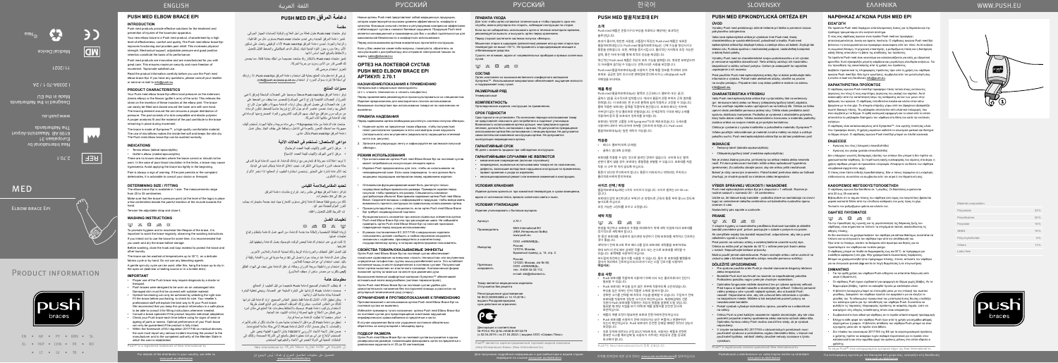Nea International bv
Europalaan 31
6199 AB Maastricht-Airport
The Netherlands

Designed in the Netherlands
Made in the EU

www.push.eu

I 2030A-701 / 2A

11/2021

Medical Device

MED

ELBOW BRACE EPI

PRODUCT INFORMATION

EN • AR • RU • KO • SL • EL

Push® is a registered trademark of Nea International bv

## PUSH MED ELBOW BRACE EPI

### INTRODUCTION

Push med products provide effective solutions for the treatment and prevention of injuries of the locomotor apparatus.

Your new elbow brace is a Push med product, characterised by a high level of effectiveness, comfort and quality. The Push med elbow brace Epi improves functioning and provides pain relief. This increases physical strength. Mechanical support, adjustable pressure and good positive reinforce the confidence in the use of its performance.

Push med products are innovative and are manufactured for you with great care. This ensures maximum security and ease freedom of movement. Tailormade solutions for the use.

Read the product information carefully before you use the Push med elbow brace Epi. If you have any questions, please consult your retailer or send an e-mail to info@push.eu.

### PRODUCT CHARACTERISTICS

Your Push med elbow brace Epi offers local pressure on the extensor/flexor muscles at the forearm (1). This relieves the strain on the tendons of these muscles at the elbow joint. The brace can easily be fitted and closed around the arm with one hand.

The bracing element around the arm ensures a proper distribution of pressure. The inner strap is made of a skin-compatible and elastic polyester. A proper anatomic fit and the material of the pad contribute to the brace remaining in place during movement.

The brace is made of Sympress™, a high-quality comfortable material. The use of microfibres makes the inside feel soft and keeps the skin dry. The Push med elbow brace Epi can be washed frequently.

### INDICATIONS

- Tennis elbow (lateral epicondylitis)
- Golfer's elbow (medial epicondylitis)

There are no known disorders where the brace cannot or should not be worn. In the case of vascular disorders in the limbs, a brace may cause hyperaemia. Avoid applying the brace too tightly in the beginning.

Pain is always a sign of warning. If the pain persists or the complaint deteriorates, it is advisable to consult your doctor or therapist.

### DETERMINING SIZE / FITTING

The elbow brace Epi is available in 1 size. The measurements range from 20 to 35 cm.

Make sure that the brace's pressure point is placed a few centimetres below the painful insertion of the muscle towards the hand.

Tension the adjustable strap and close it.

### WASHING INSTRUCTIONS

To promote hygiene and to maximise the lifespan of the brace, it is important to wash the brace regularly, observing the washing instructions. If you intend not to use the brace for some time, it is recommended that you wash and dry the brace before storage.

Before washing, close the hook and loop material to protect the brace and other laundry.

The brace can be washed at temperatures up to 30°C, on a delicate fabrics cycle or by hand. Do not use any bleaching agents.

A gentle spin cycle can be used; after this, hang the brace up to dry in the open air (not near a heating source or in a tumble drier).

### IMPORTANT

- Proper use of the Push brace may require diagnosis by a doctor or therapist.
- Push braces were designed to be worn on an undamaged skin. Damaged skin must first be covered with suitable material.
- Optimum functioning can only be guaranteed if you use the right size. Fit the brace before purchasing, to check its size. Your retailer's professional staff will explain the best way to fit your Push brace. We recommend that you keep this product information in a safe place, so that you are able to consult it when fitting the brace again later.
- Consult a specialist before making any alterations to the product.
- Check your Push brace each time before using for signs of wear or ageing of parts or seams. Optimal performance of your Push brace can only be guaranteed if it is in perfect condition.
- Within the framework of EU regulation 2017/745 on medical devices, the user must report any serious incident involving the product to the manufacturer and to the competent authority of the Member State in which the user is established.

Push® is a registered trademark of Nea International bv

For details of the distributors in your country, we refer to www.push.eu/distributors

## دعامة المرفق PUSH MED EPI

## ОРТЕЗ НА ЛОКТЕВОЙ СУСТАВ PUSH MED ELBOW BRACE EPI

## PUSH MED 팔꿈치보호대 EPI

## PUSH MED EPIKONDYLICKÁ ORTÉZA EPI

## ΝΑΡΘΗΚΑΣ ΑΓΚΩΝΑ PUSH MED EPI

| Material composition | |
|---|---|
| Polyamide | 20% |
| Polyurethane | 20% |
| Polyester | 18% |
| SEBS | 16% |
| Polyoxymethylene | 8% |
| Others | 18% |
| Latex free | |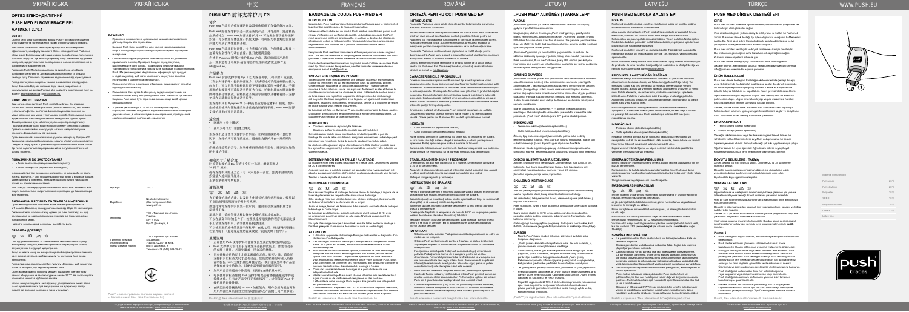# ОРТЕЗ ЕПІКОНДИЛІТНИЙ PUSH MED ELBOW BRACE EPI

## АРТИКУЛ 2.70.1

# PUSH MED 肘部支撑护具 EPI

# BANDAGE DE COUDE PUSH MED EPI

# ORTEZĂ PENTRU COT PUSH MED EPI

# „PUSH MED" ALKŪNĖS ĮTVARAS „EPI"

# PUSH MED ELKOŅA BALSTS EPI

# PUSH MED DIRSEK DESTEĞİ EPI